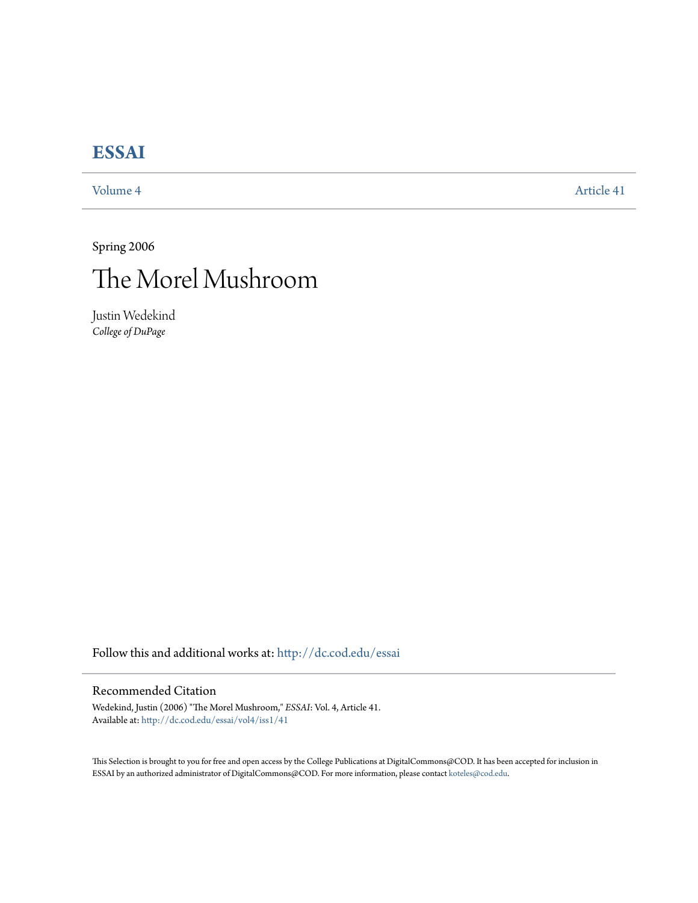# ESSAI

Volume 4 Article 41

Spring 2006

# The Morel Mushroom

Justin Wedekind
*College of DuPage*

Follow this and additional works at: http://dc.cod.edu/essai

## Recommended Citation

Wedekind, Justin (2006) "The Morel Mushroom," *ESSAI*: Vol. 4, Article 41.
Available at: http://dc.cod.edu/essai/vol4/iss1/41

This Selection is brought to you for free and open access by the College Publications at DigitalCommons@COD. It has been accepted for inclusion in ESSAI by an authorized administrator of DigitalCommons@COD. For more information, please contact koteles@cod.edu.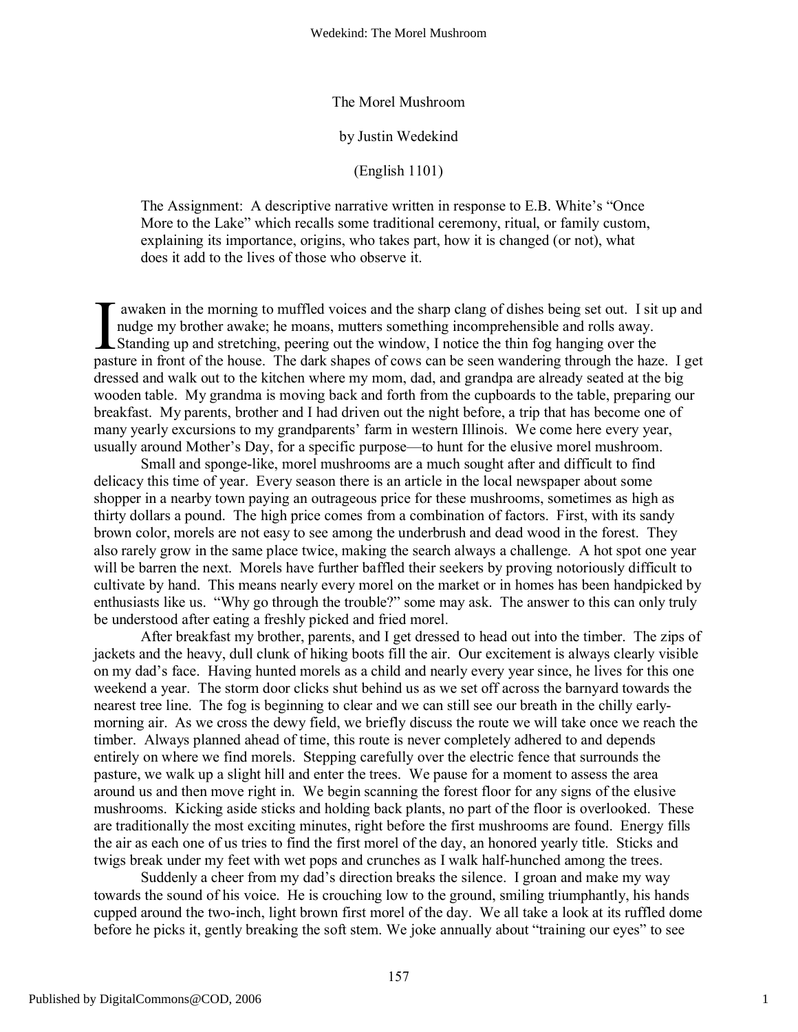The Morel Mushroom

by Justin Wedekind

(English 1101)

> The Assignment: A descriptive narrative written in response to E.B. White's "Once More to the Lake" which recalls some traditional ceremony, ritual, or family custom, explaining its importance, origins, who takes part, how it is changed (or not), what does it add to the lives of those who observe it.

I awaken in the morning to muffled voices and the sharp clang of dishes being set out. I sit up and nudge my brother awake; he moans, mutters something incomprehensible and rolls away. Standing up and stretching, peering out the window, I notice the thin fog hanging over the pasture in front of the house. The dark shapes of cows can be seen wandering through the haze. I get dressed and walk out to the kitchen where my mom, dad, and grandpa are already seated at the big wooden table. My grandma is moving back and forth from the cupboards to the table, preparing our breakfast. My parents, brother and I had driven out the night before, a trip that has become one of many yearly excursions to my grandparents' farm in western Illinois. We come here every year, usually around Mother's Day, for a specific purpose—to hunt for the elusive morel mushroom.

Small and sponge-like, morel mushrooms are a much sought after and difficult to find delicacy this time of year. Every season there is an article in the local newspaper about some shopper in a nearby town paying an outrageous price for these mushrooms, sometimes as high as thirty dollars a pound. The high price comes from a combination of factors. First, with its sandy brown color, morels are not easy to see among the underbrush and dead wood in the forest. They also rarely grow in the same place twice, making the search always a challenge. A hot spot one year will be barren the next. Morels have further baffled their seekers by proving notoriously difficult to cultivate by hand. This means nearly every morel on the market or in homes has been handpicked by enthusiasts like us. "Why go through the trouble?" some may ask. The answer to this can only truly be understood after eating a freshly picked and fried morel.

After breakfast my brother, parents, and I get dressed to head out into the timber. The zips of jackets and the heavy, dull clunk of hiking boots fill the air. Our excitement is always clearly visible on my dad's face. Having hunted morels as a child and nearly every year since, he lives for this one weekend a year. The storm door clicks shut behind us as we set off across the barnyard towards the nearest tree line. The fog is beginning to clear and we can still see our breath in the chilly early-morning air. As we cross the dewy field, we briefly discuss the route we will take once we reach the timber. Always planned ahead of time, this route is never completely adhered to and depends entirely on where we find morels. Stepping carefully over the electric fence that surrounds the pasture, we walk up a slight hill and enter the trees. We pause for a moment to assess the area around us and then move right in. We begin scanning the forest floor for any signs of the elusive mushrooms. Kicking aside sticks and holding back plants, no part of the floor is overlooked. These are traditionally the most exciting minutes, right before the first mushrooms are found. Energy fills the air as each one of us tries to find the first morel of the day, an honored yearly title. Sticks and twigs break under my feet with wet pops and crunches as I walk half-hunched among the trees.

Suddenly a cheer from my dad's direction breaks the silence. I groan and make my way towards the sound of his voice. He is crouching low to the ground, smiling triumphantly, his hands cupped around the two-inch, light brown first morel of the day. We all take a look at its ruffled dome before he picks it, gently breaking the soft stem. We joke annually about "training our eyes" to see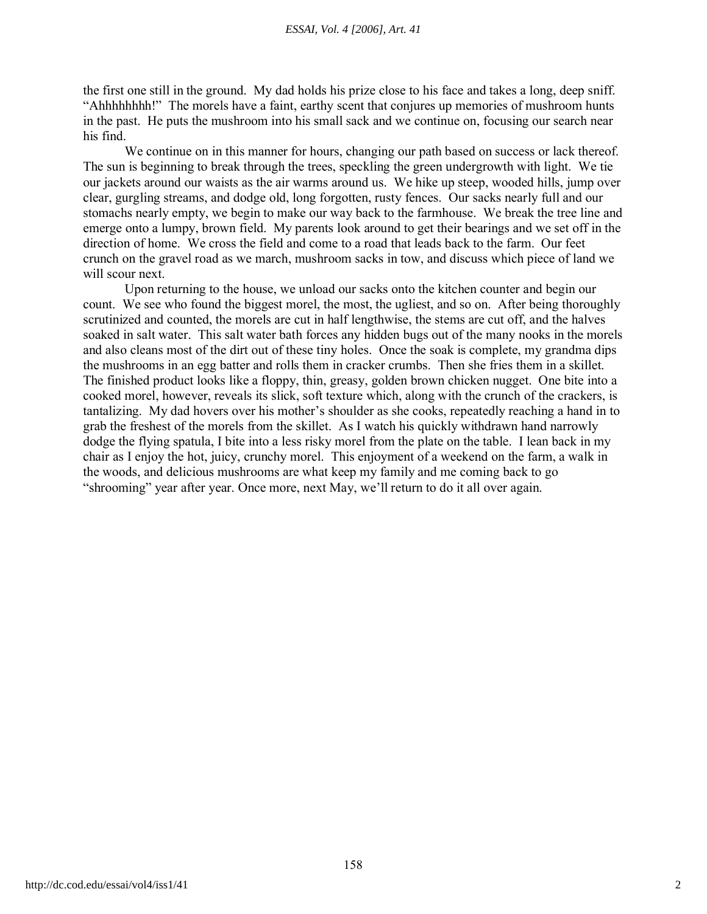the first one still in the ground. My dad holds his prize close to his face and takes a long, deep sniff. "Ahhhhhhhh!" The morels have a faint, earthy scent that conjures up memories of mushroom hunts in the past. He puts the mushroom into his small sack and we continue on, focusing our search near his find.

We continue on in this manner for hours, changing our path based on success or lack thereof. The sun is beginning to break through the trees, speckling the green undergrowth with light. We tie our jackets around our waists as the air warms around us. We hike up steep, wooded hills, jump over clear, gurgling streams, and dodge old, long forgotten, rusty fences. Our sacks nearly full and our stomachs nearly empty, we begin to make our way back to the farmhouse. We break the tree line and emerge onto a lumpy, brown field. My parents look around to get their bearings and we set off in the direction of home. We cross the field and come to a road that leads back to the farm. Our feet crunch on the gravel road as we march, mushroom sacks in tow, and discuss which piece of land we will scour next.

Upon returning to the house, we unload our sacks onto the kitchen counter and begin our count. We see who found the biggest morel, the most, the ugliest, and so on. After being thoroughly scrutinized and counted, the morels are cut in half lengthwise, the stems are cut off, and the halves soaked in salt water. This salt water bath forces any hidden bugs out of the many nooks in the morels and also cleans most of the dirt out of these tiny holes. Once the soak is complete, my grandma dips the mushrooms in an egg batter and rolls them in cracker crumbs. Then she fries them in a skillet. The finished product looks like a floppy, thin, greasy, golden brown chicken nugget. One bite into a cooked morel, however, reveals its slick, soft texture which, along with the crunch of the crackers, is tantalizing. My dad hovers over his mother's shoulder as she cooks, repeatedly reaching a hand in to grab the freshest of the morels from the skillet. As I watch his quickly withdrawn hand narrowly dodge the flying spatula, I bite into a less risky morel from the plate on the table. I lean back in my chair as I enjoy the hot, juicy, crunchy morel. This enjoyment of a weekend on the farm, a walk in the woods, and delicious mushrooms are what keep my family and me coming back to go "shrooming" year after year. Once more, next May, we'll return to do it all over again.